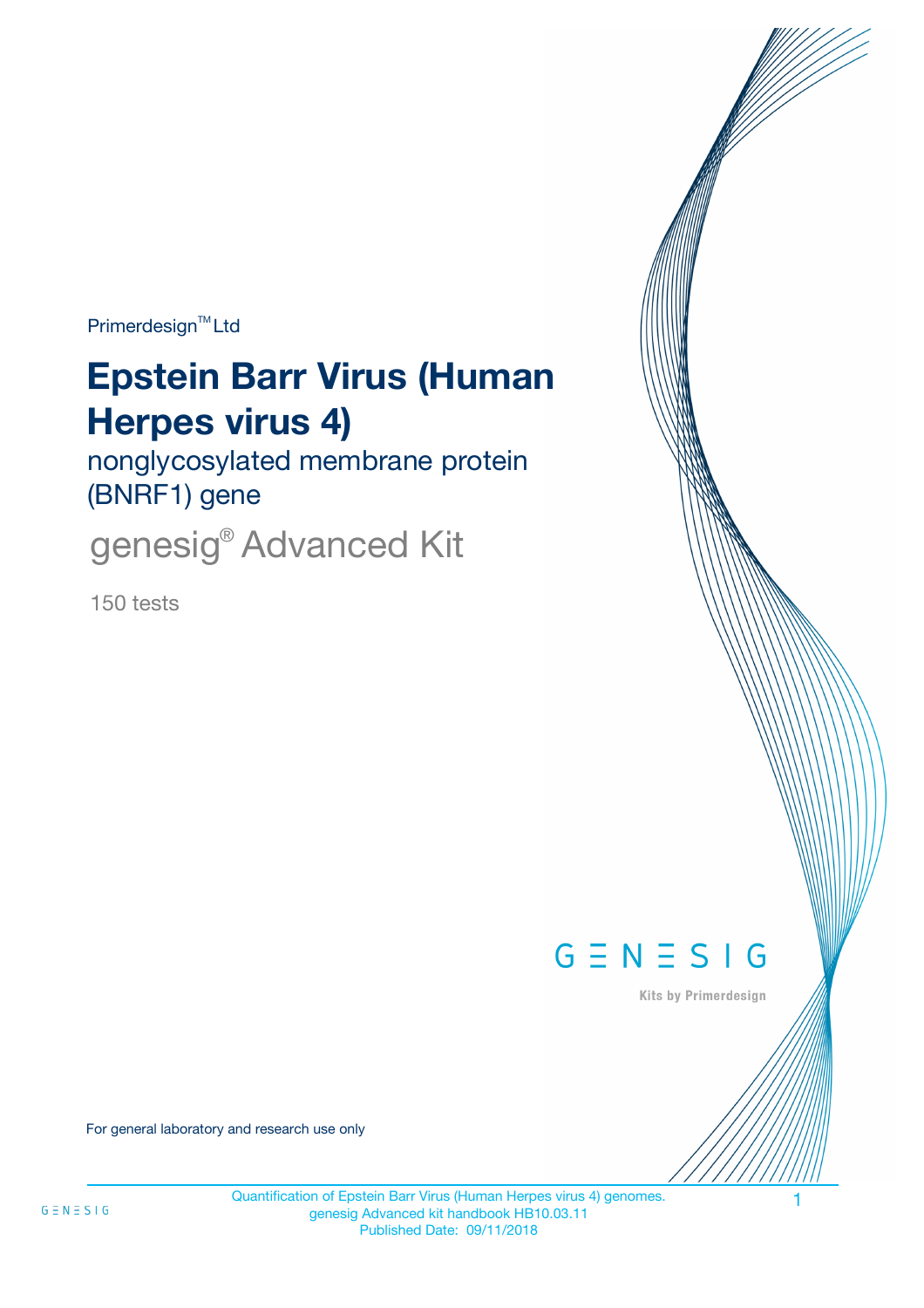Primerdesign™ Ltd

# Epstein Barr Virus (Human Herpes virus 4)

## nonglycosylated membrane protein (BNRF1) gene

## genesig® Advanced Kit

150 tests

GENESIG

Kits by Primerdesign

For general laboratory and research use only

Quantification of Epstein Barr Virus (Human Herpes virus 4) genomes.
genesig Advanced kit handbook HB10.03.11
Published Date: 09/11/2018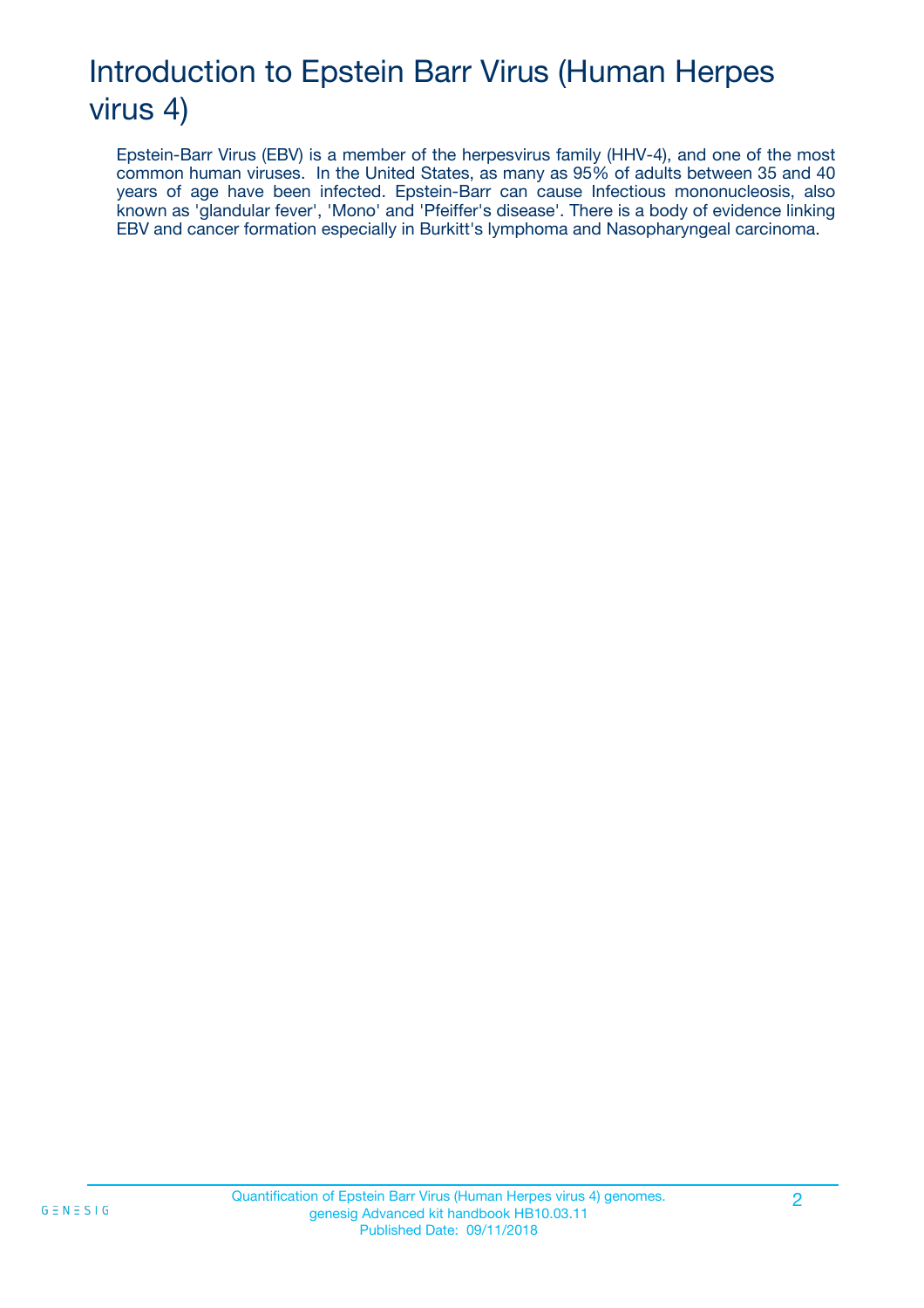# Introduction to Epstein Barr Virus (Human Herpes virus 4)

Epstein-Barr Virus (EBV) is a member of the herpesvirus family (HHV-4), and one of the most common human viruses. In the United States, as many as 95% of adults between 35 and 40 years of age have been infected. Epstein-Barr can cause Infectious mononucleosis, also known as 'glandular fever', 'Mono' and 'Pfeiffer's disease'. There is a body of evidence linking EBV and cancer formation especially in Burkitt's lymphoma and Nasopharyngeal carcinoma.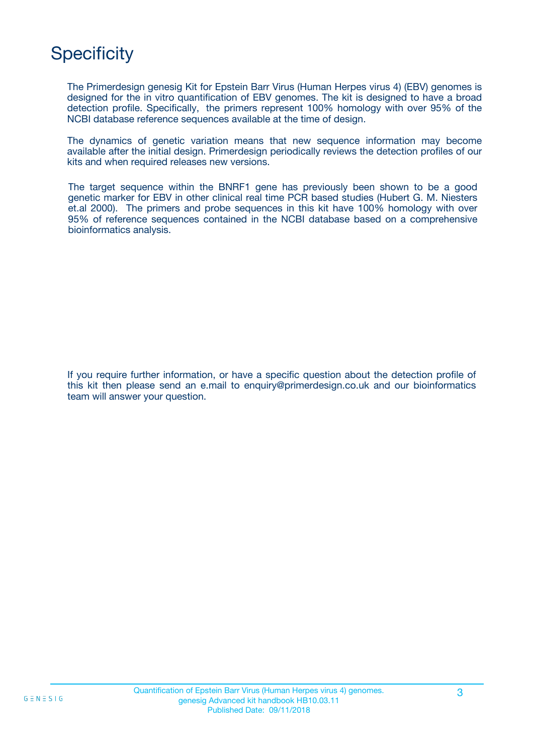# Specificity

The Primerdesign genesig Kit for Epstein Barr Virus (Human Herpes virus 4) (EBV) genomes is designed for the in vitro quantification of EBV genomes. The kit is designed to have a broad detection profile. Specifically, the primers represent 100% homology with over 95% of the NCBI database reference sequences available at the time of design.

The dynamics of genetic variation means that new sequence information may become available after the initial design. Primerdesign periodically reviews the detection profiles of our kits and when required releases new versions.

The target sequence within the BNRF1 gene has previously been shown to be a good genetic marker for EBV in other clinical real time PCR based studies (Hubert G. M. Niesters et.al 2000). The primers and probe sequences in this kit have 100% homology with over 95% of reference sequences contained in the NCBI database based on a comprehensive bioinformatics analysis.

If you require further information, or have a specific question about the detection profile of this kit then please send an e.mail to enquiry@primerdesign.co.uk and our bioinformatics team will answer your question.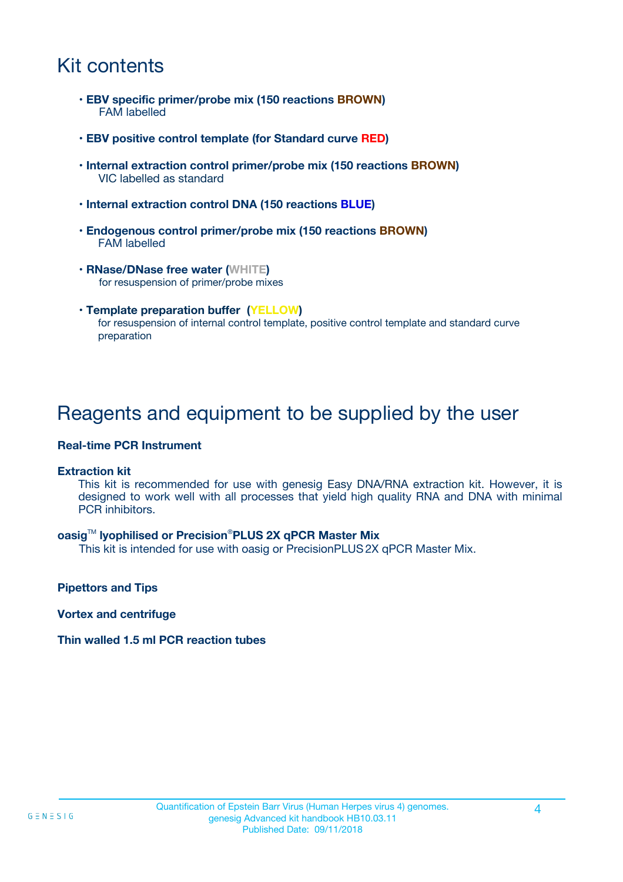# Kit contents

- **EBV specific primer/probe mix (150 reactions BROWN)**
  FAM labelled

- **EBV positive control template (for Standard curve RED)**

- **Internal extraction control primer/probe mix (150 reactions BROWN)**
  VIC labelled as standard

- **Internal extraction control DNA (150 reactions BLUE)**

- **Endogenous control primer/probe mix (150 reactions BROWN)**
  FAM labelled

- **RNase/DNase free water (WHITE)**
  for resuspension of primer/probe mixes

- **Template preparation buffer (YELLOW)**
  for resuspension of internal control template, positive control template and standard curve preparation

# Reagents and equipment to be supplied by the user

**Real-time PCR Instrument**

**Extraction kit**

This kit is recommended for use with genesig Easy DNA/RNA extraction kit. However, it is designed to work well with all processes that yield high quality RNA and DNA with minimal PCR inhibitors.

**oasig™ lyophilised or Precision®PLUS 2X qPCR Master Mix**

This kit is intended for use with oasig or PrecisionPLUS 2X qPCR Master Mix.

**Pipettors and Tips**

**Vortex and centrifuge**

**Thin walled 1.5 ml PCR reaction tubes**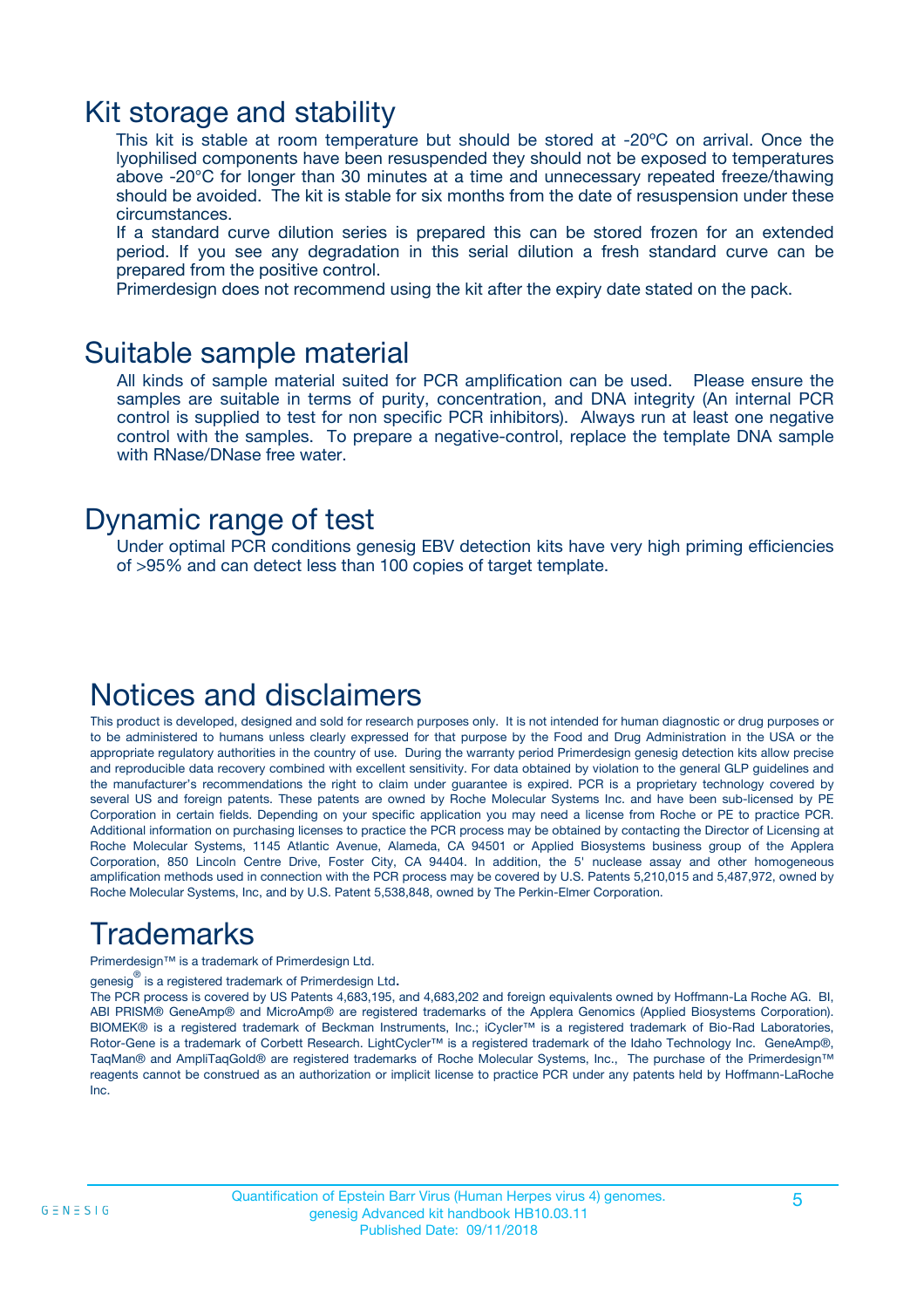# Kit storage and stability

This kit is stable at room temperature but should be stored at -20ºC on arrival. Once the lyophilised components have been resuspended they should not be exposed to temperatures above -20°C for longer than 30 minutes at a time and unnecessary repeated freeze/thawing should be avoided. The kit is stable for six months from the date of resuspension under these circumstances.

If a standard curve dilution series is prepared this can be stored frozen for an extended period. If you see any degradation in this serial dilution a fresh standard curve can be prepared from the positive control.

Primerdesign does not recommend using the kit after the expiry date stated on the pack.

# Suitable sample material

All kinds of sample material suited for PCR amplification can be used. Please ensure the samples are suitable in terms of purity, concentration, and DNA integrity (An internal PCR control is supplied to test for non specific PCR inhibitors). Always run at least one negative control with the samples. To prepare a negative-control, replace the template DNA sample with RNase/DNase free water.

# Dynamic range of test

Under optimal PCR conditions genesig EBV detection kits have very high priming efficiencies of >95% and can detect less than 100 copies of target template.

# Notices and disclaimers

This product is developed, designed and sold for research purposes only. It is not intended for human diagnostic or drug purposes or to be administered to humans unless clearly expressed for that purpose by the Food and Drug Administration in the USA or the appropriate regulatory authorities in the country of use. During the warranty period Primerdesign genesig detection kits allow precise and reproducible data recovery combined with excellent sensitivity. For data obtained by violation to the general GLP guidelines and the manufacturer's recommendations the right to claim under guarantee is expired. PCR is a proprietary technology covered by several US and foreign patents. These patents are owned by Roche Molecular Systems Inc. and have been sub-licensed by PE Corporation in certain fields. Depending on your specific application you may need a license from Roche or PE to practice PCR. Additional information on purchasing licenses to practice the PCR process may be obtained by contacting the Director of Licensing at Roche Molecular Systems, 1145 Atlantic Avenue, Alameda, CA 94501 or Applied Biosystems business group of the Applera Corporation, 850 Lincoln Centre Drive, Foster City, CA 94404. In addition, the 5' nuclease assay and other homogeneous amplification methods used in connection with the PCR process may be covered by U.S. Patents 5,210,015 and 5,487,972, owned by Roche Molecular Systems, Inc, and by U.S. Patent 5,538,848, owned by The Perkin-Elmer Corporation.

# Trademarks

Primerdesign™ is a trademark of Primerdesign Ltd.

genesig® is a registered trademark of Primerdesign Ltd.

The PCR process is covered by US Patents 4,683,195, and 4,683,202 and foreign equivalents owned by Hoffmann-La Roche AG. BI, ABI PRISM® GeneAmp® and MicroAmp® are registered trademarks of the Applera Genomics (Applied Biosystems Corporation). BIOMEK® is a registered trademark of Beckman Instruments, Inc.; iCycler™ is a registered trademark of Bio-Rad Laboratories, Rotor-Gene is a trademark of Corbett Research. LightCycler™ is a registered trademark of the Idaho Technology Inc. GeneAmp®, TaqMan® and AmpliTaqGold® are registered trademarks of Roche Molecular Systems, Inc., The purchase of the Primerdesign™ reagents cannot be construed as an authorization or implicit license to practice PCR under any patents held by Hoffmann-LaRoche Inc.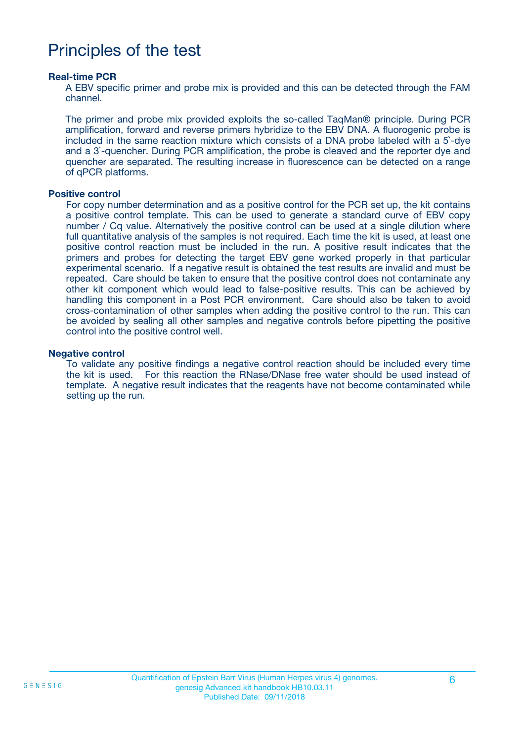# Principles of the test

### Real-time PCR

A EBV specific primer and probe mix is provided and this can be detected through the FAM channel.

The primer and probe mix provided exploits the so-called TaqMan® principle. During PCR amplification, forward and reverse primers hybridize to the EBV DNA. A fluorogenic probe is included in the same reaction mixture which consists of a DNA probe labeled with a 5`-dye and a 3`-quencher. During PCR amplification, the probe is cleaved and the reporter dye and quencher are separated. The resulting increase in fluorescence can be detected on a range of qPCR platforms.

### Positive control

For copy number determination and as a positive control for the PCR set up, the kit contains a positive control template. This can be used to generate a standard curve of EBV copy number / Cq value. Alternatively the positive control can be used at a single dilution where full quantitative analysis of the samples is not required. Each time the kit is used, at least one positive control reaction must be included in the run. A positive result indicates that the primers and probes for detecting the target EBV gene worked properly in that particular experimental scenario. If a negative result is obtained the test results are invalid and must be repeated. Care should be taken to ensure that the positive control does not contaminate any other kit component which would lead to false-positive results. This can be achieved by handling this component in a Post PCR environment. Care should also be taken to avoid cross-contamination of other samples when adding the positive control to the run. This can be avoided by sealing all other samples and negative controls before pipetting the positive control into the positive control well.

### Negative control

To validate any positive findings a negative control reaction should be included every time the kit is used. For this reaction the RNase/DNase free water should be used instead of template. A negative result indicates that the reagents have not become contaminated while setting up the run.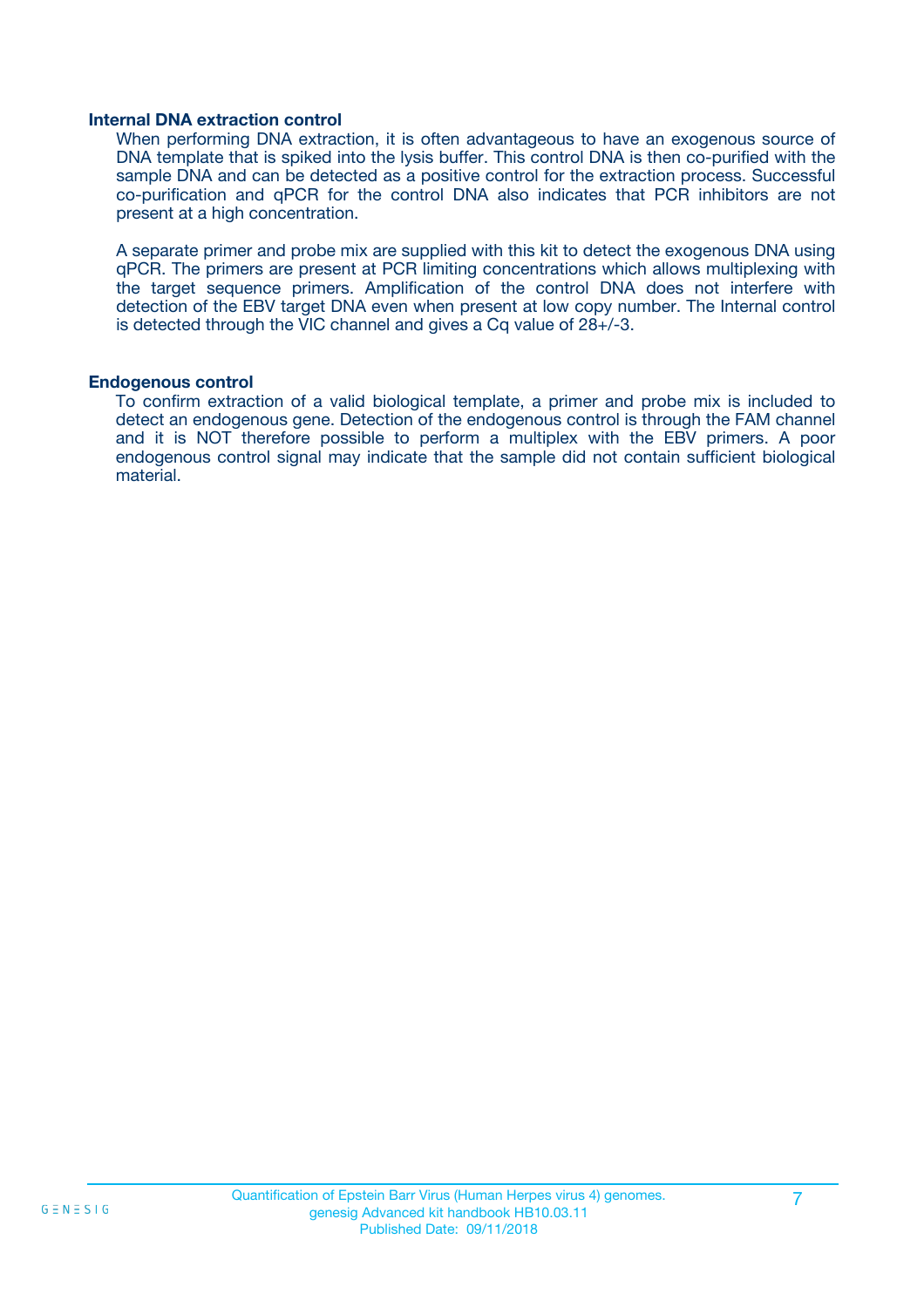### Internal DNA extraction control

When performing DNA extraction, it is often advantageous to have an exogenous source of DNA template that is spiked into the lysis buffer. This control DNA is then co-purified with the sample DNA and can be detected as a positive control for the extraction process. Successful co-purification and qPCR for the control DNA also indicates that PCR inhibitors are not present at a high concentration.

A separate primer and probe mix are supplied with this kit to detect the exogenous DNA using qPCR. The primers are present at PCR limiting concentrations which allows multiplexing with the target sequence primers. Amplification of the control DNA does not interfere with detection of the EBV target DNA even when present at low copy number. The Internal control is detected through the VIC channel and gives a Cq value of 28+/-3.

### Endogenous control

To confirm extraction of a valid biological template, a primer and probe mix is included to detect an endogenous gene. Detection of the endogenous control is through the FAM channel and it is NOT therefore possible to perform a multiplex with the EBV primers. A poor endogenous control signal may indicate that the sample did not contain sufficient biological material.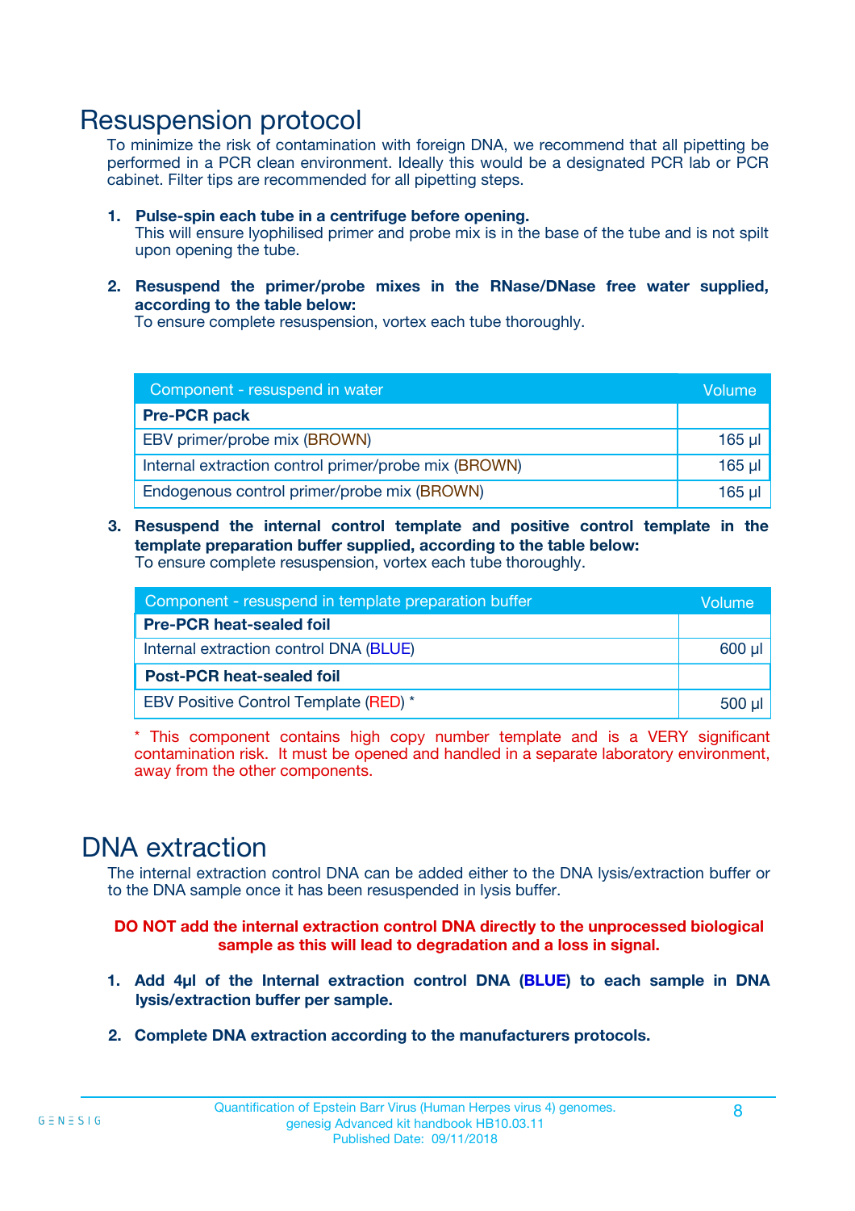# Resuspension protocol

To minimize the risk of contamination with foreign DNA, we recommend that all pipetting be performed in a PCR clean environment. Ideally this would be a designated PCR lab or PCR cabinet. Filter tips are recommended for all pipetting steps.

1. **Pulse-spin each tube in a centrifuge before opening.**
   This will ensure lyophilised primer and probe mix is in the base of the tube and is not spilt upon opening the tube.

2. **Resuspend the primer/probe mixes in the RNase/DNase free water supplied, according to the table below:**
   To ensure complete resuspension, vortex each tube thoroughly.

| Component - resuspend in water | Volume |
|---|---|
| **Pre-PCR pack** | |
| EBV primer/probe mix (BROWN) | 165 µl |
| Internal extraction control primer/probe mix (BROWN) | 165 µl |
| Endogenous control primer/probe mix (BROWN) | 165 µl |

3. **Resuspend the internal control template and positive control template in the template preparation buffer supplied, according to the table below:**
   To ensure complete resuspension, vortex each tube thoroughly.

| Component - resuspend in template preparation buffer | Volume |
|---|---|
| **Pre-PCR heat-sealed foil** | |
| Internal extraction control DNA (BLUE) | 600 µl |
| **Post-PCR heat-sealed foil** | |
| EBV Positive Control Template (RED) * | 500 µl |

* This component contains high copy number template and is a VERY significant contamination risk. It must be opened and handled in a separate laboratory environment, away from the other components.

# DNA extraction

The internal extraction control DNA can be added either to the DNA lysis/extraction buffer or to the DNA sample once it has been resuspended in lysis buffer.

**DO NOT add the internal extraction control DNA directly to the unprocessed biological sample as this will lead to degradation and a loss in signal.**

1. **Add 4µl of the Internal extraction control DNA (BLUE) to each sample in DNA lysis/extraction buffer per sample.**

2. **Complete DNA extraction according to the manufacturers protocols.**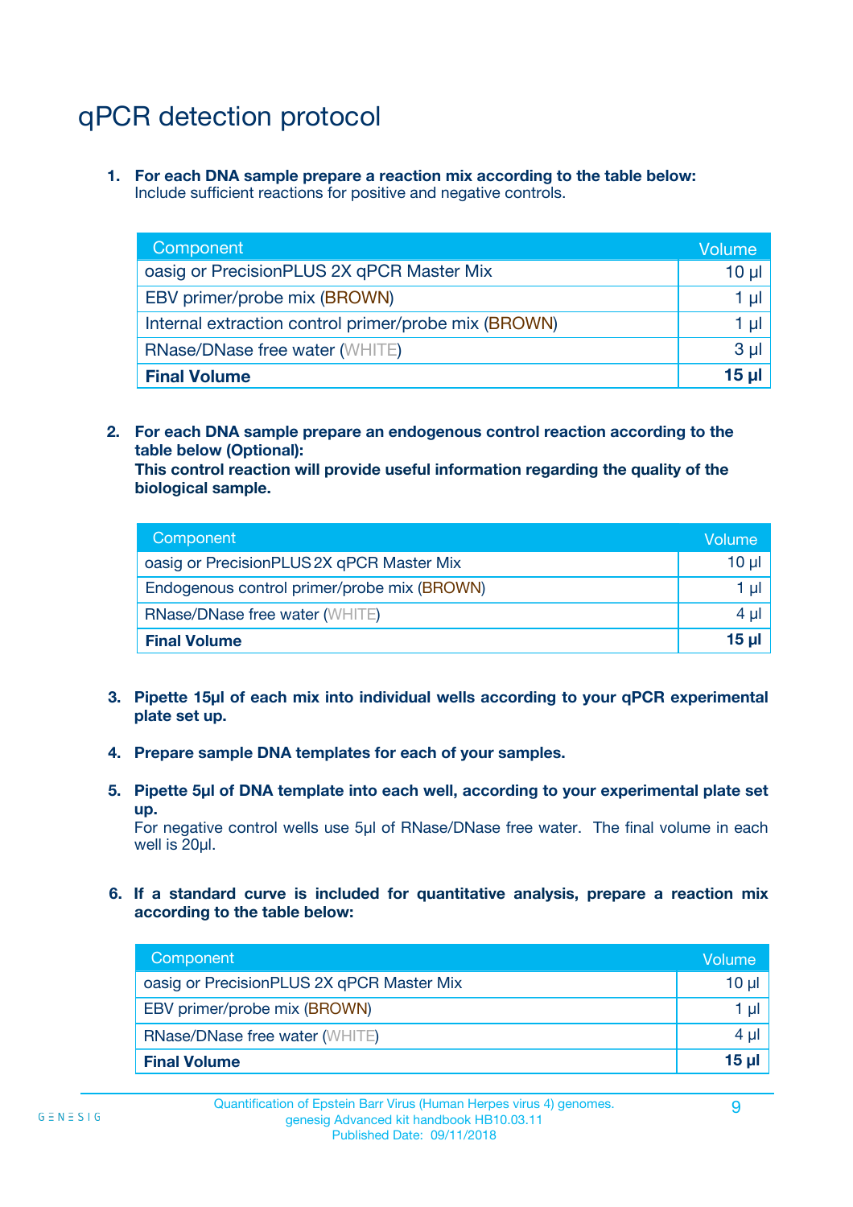# qPCR detection protocol

1. **For each DNA sample prepare a reaction mix according to the table below:**
   Include sufficient reactions for positive and negative controls.

| Component | Volume |
|---|---|
| oasig or PrecisionPLUS 2X qPCR Master Mix | 10 µl |
| EBV primer/probe mix (BROWN) | 1 µl |
| Internal extraction control primer/probe mix (BROWN) | 1 µl |
| RNase/DNase free water (WHITE) | 3 µl |
| **Final Volume** | **15 µl** |

2. **For each DNA sample prepare an endogenous control reaction according to the table below (Optional):**
   **This control reaction will provide useful information regarding the quality of the biological sample.**

| Component | Volume |
|---|---|
| oasig or PrecisionPLUS 2X qPCR Master Mix | 10 µl |
| Endogenous control primer/probe mix (BROWN) | 1 µl |
| RNase/DNase free water (WHITE) | 4 µl |
| **Final Volume** | **15 µl** |

3. **Pipette 15µl of each mix into individual wells according to your qPCR experimental plate set up.**

4. **Prepare sample DNA templates for each of your samples.**

5. **Pipette 5µl of DNA template into each well, according to your experimental plate set up.**
   For negative control wells use 5µl of RNase/DNase free water. The final volume in each well is 20µl.

6. **If a standard curve is included for quantitative analysis, prepare a reaction mix according to the table below:**

| Component | Volume |
|---|---|
| oasig or PrecisionPLUS 2X qPCR Master Mix | 10 µl |
| EBV primer/probe mix (BROWN) | 1 µl |
| RNase/DNase free water (WHITE) | 4 µl |
| **Final Volume** | **15 µl** |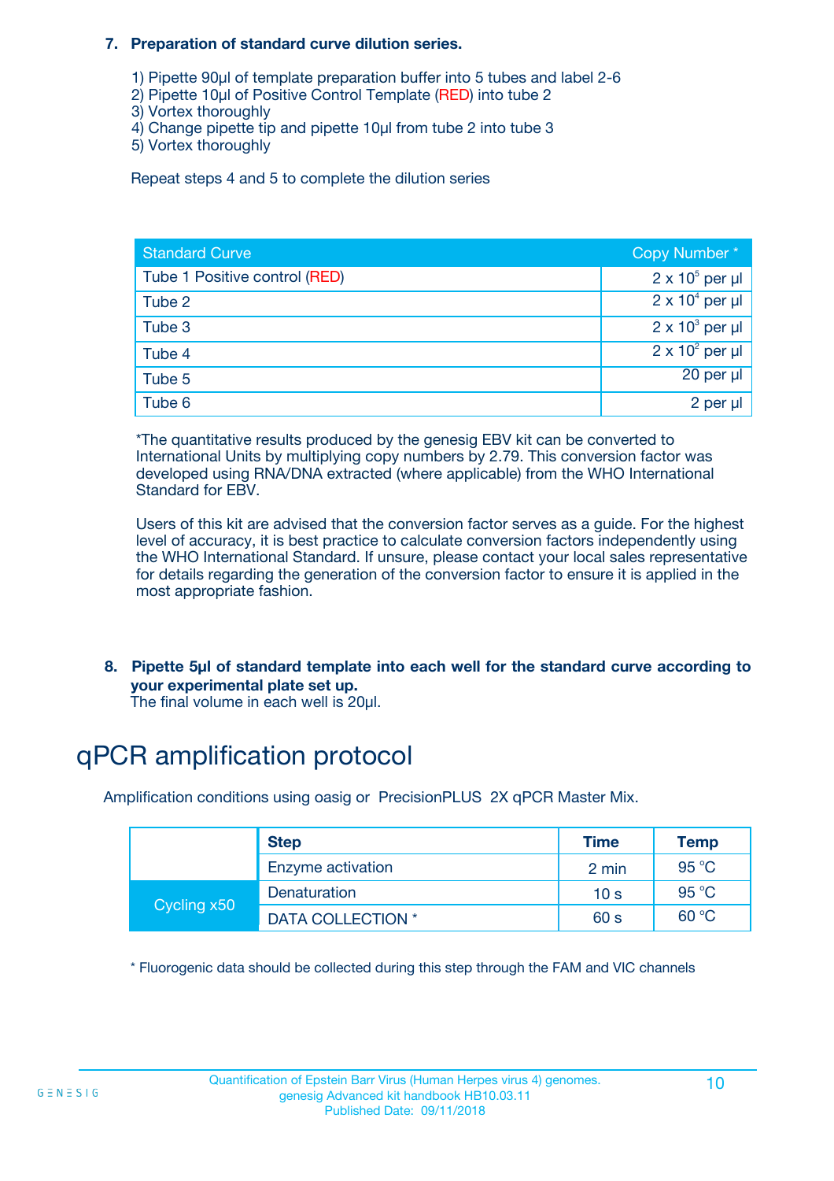7. **Preparation of standard curve dilution series.**

   1) Pipette 90µl of template preparation buffer into 5 tubes and label 2-6
   2) Pipette 10µl of Positive Control Template (RED) into tube 2
   3) Vortex thoroughly
   4) Change pipette tip and pipette 10µl from tube 2 into tube 3
   5) Vortex thoroughly

   Repeat steps 4 and 5 to complete the dilution series

| Standard Curve | Copy Number * |
|---|---|
| Tube 1 Positive control (RED) | $2 \times 10^5$ per µl |
| Tube 2 | $2 \times 10^4$ per µl |
| Tube 3 | $2 \times 10^3$ per µl |
| Tube 4 | $2 \times 10^2$ per µl |
| Tube 5 | 20 per µl |
| Tube 6 | 2 per µl |

*The quantitative results produced by the genesig EBV kit can be converted to International Units by multiplying copy numbers by 2.79. This conversion factor was developed using RNA/DNA extracted (where applicable) from the WHO International Standard for EBV.

Users of this kit are advised that the conversion factor serves as a guide. For the highest level of accuracy, it is best practice to calculate conversion factors independently using the WHO International Standard. If unsure, please contact your local sales representative for details regarding the generation of the conversion factor to ensure it is applied in the most appropriate fashion.

8. **Pipette 5µl of standard template into each well for the standard curve according to your experimental plate set up.**
   The final volume in each well is 20µl.

# qPCR amplification protocol

Amplification conditions using oasig or PrecisionPLUS 2X qPCR Master Mix.

| | Step | Time | Temp |
|---|---|---|---|
| | Enzyme activation | 2 min | 95 °C |
| Cycling x50 | Denaturation | 10 s | 95 °C |
| | DATA COLLECTION * | 60 s | 60 °C |

* Fluorogenic data should be collected during this step through the FAM and VIC channels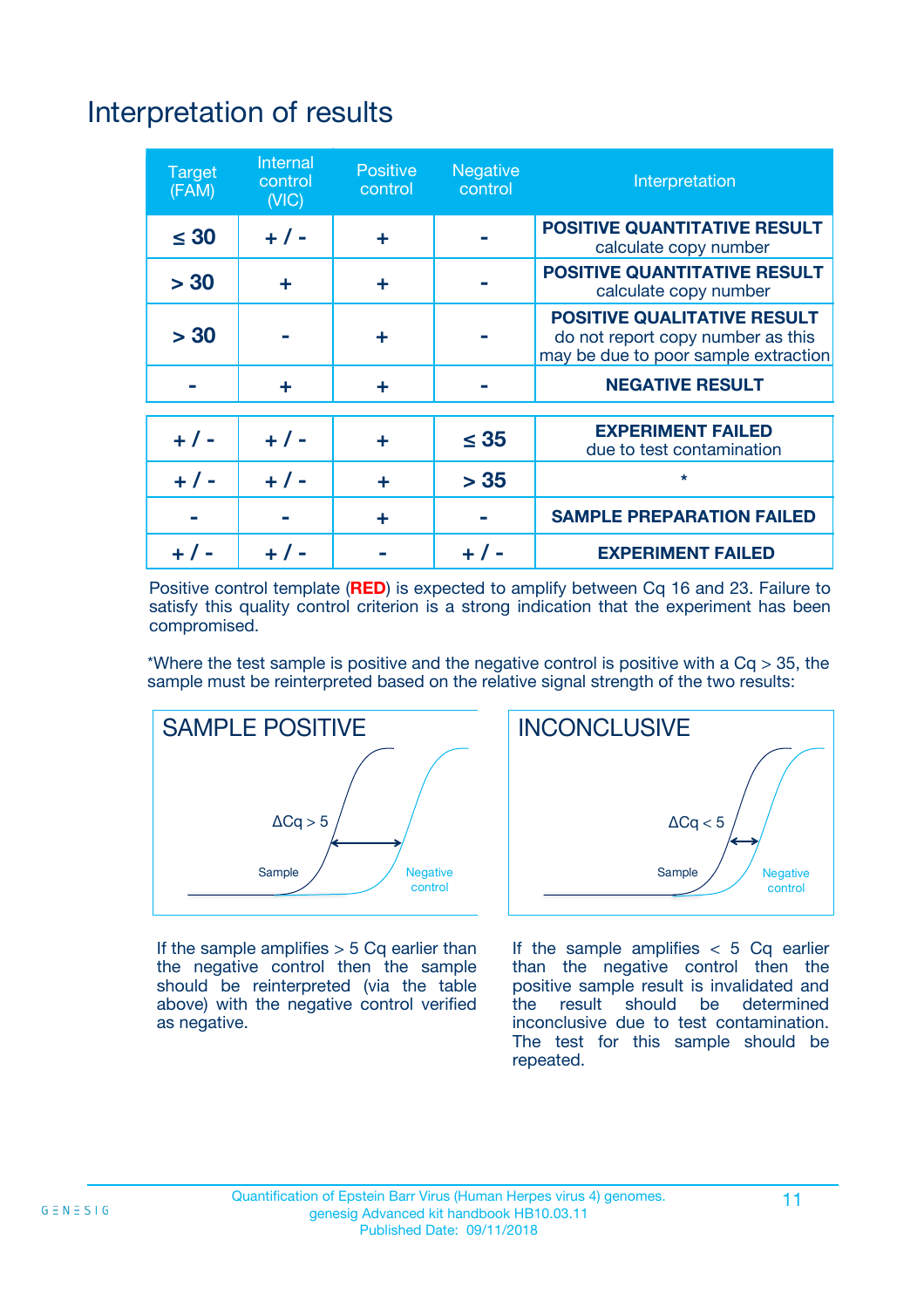# Interpretation of results

| Target (FAM) | Internal control (VIC) | Positive control | Negative control | Interpretation |
|---|---|---|---|---|
| ≤ 30 | + / - | + | - | **POSITIVE QUANTITATIVE RESULT** calculate copy number |
| > 30 | + | + | - | **POSITIVE QUANTITATIVE RESULT** calculate copy number |
| > 30 | - | + | - | **POSITIVE QUALITATIVE RESULT** do not report copy number as this may be due to poor sample extraction |
| - | + | + | - | **NEGATIVE RESULT** |
| + / - | + / - | + | ≤ 35 | **EXPERIMENT FAILED** due to test contamination |
| + / - | + / - | + | > 35 | * |
| - | - | + | - | **SAMPLE PREPARATION FAILED** |
| + / - | + / - | - | + / - | **EXPERIMENT FAILED** |

Positive control template (**RED**) is expected to amplify between Cq 16 and 23. Failure to satisfy this quality control criterion is a strong indication that the experiment has been compromised.

*Where the test sample is positive and the negative control is positive with a Cq > 35, the sample must be reinterpreted based on the relative signal strength of the two results:

## SAMPLE POSITIVE

ΔCq > 5

Sample

Negative control

If the sample amplifies > 5 Cq earlier than the negative control then the sample should be reinterpreted (via the table above) with the negative control verified as negative.

## INCONCLUSIVE

ΔCq < 5

Sample

Negative control

If the sample amplifies < 5 Cq earlier than the negative control then the positive sample result is invalidated and the result should be determined inconclusive due to test contamination. The test for this sample should be repeated.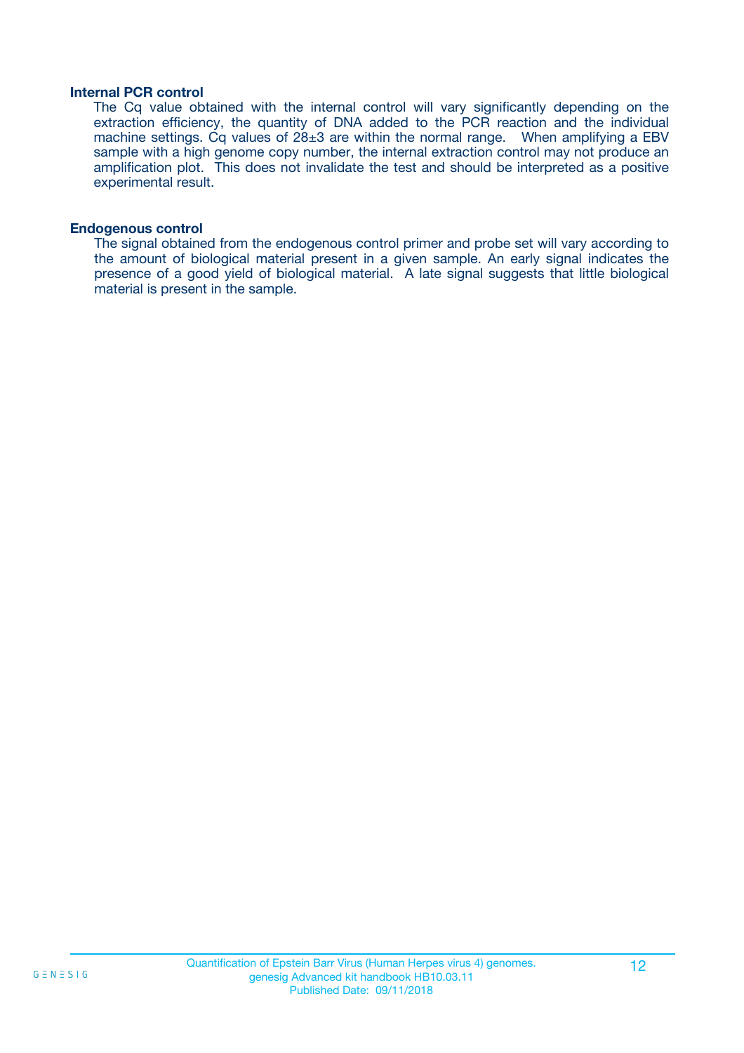### Internal PCR control

The Cq value obtained with the internal control will vary significantly depending on the extraction efficiency, the quantity of DNA added to the PCR reaction and the individual machine settings. Cq values of 28±3 are within the normal range. When amplifying a EBV sample with a high genome copy number, the internal extraction control may not produce an amplification plot. This does not invalidate the test and should be interpreted as a positive experimental result.

### Endogenous control

The signal obtained from the endogenous control primer and probe set will vary according to the amount of biological material present in a given sample. An early signal indicates the presence of a good yield of biological material. A late signal suggests that little biological material is present in the sample.